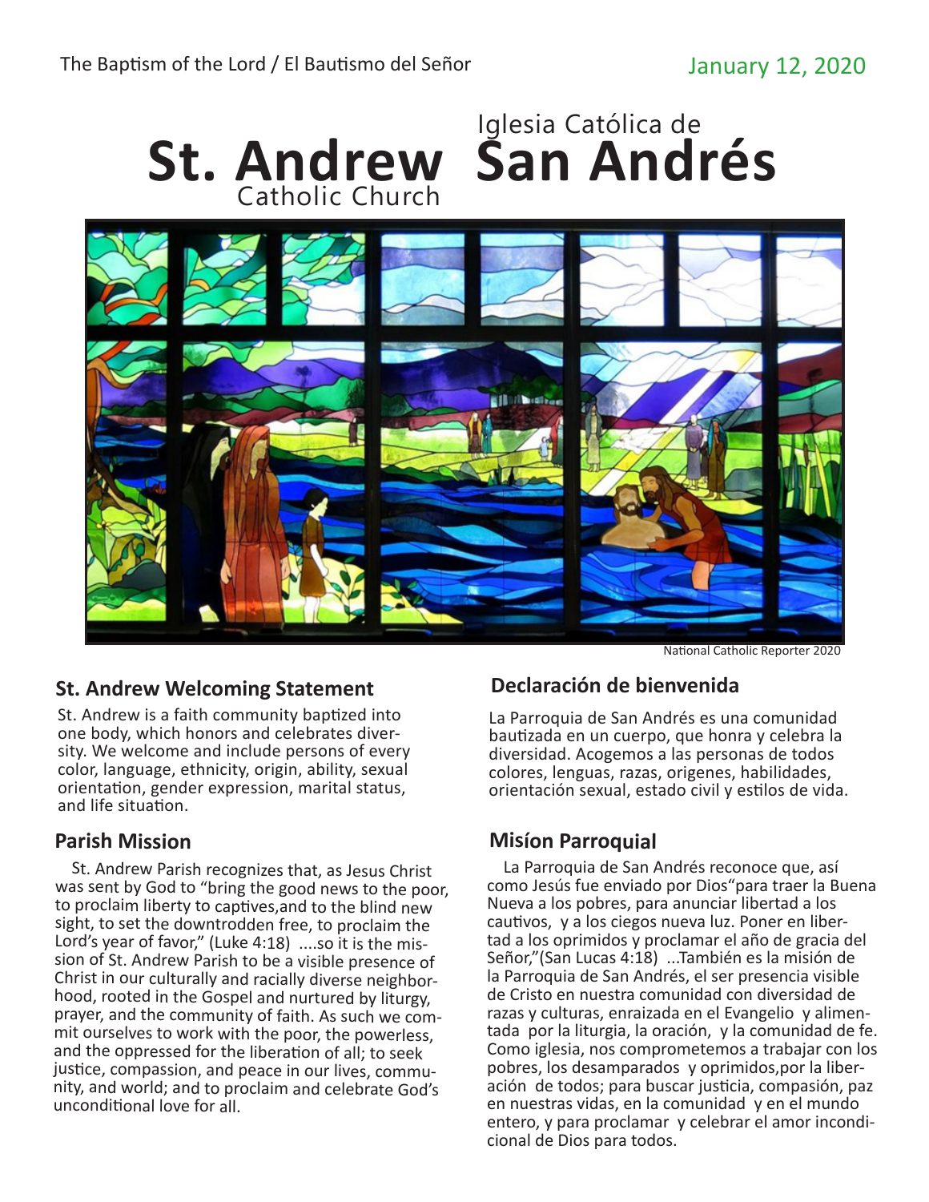The Baptism of the Lord / El Bautismo del Señor

January 12, 2020

# St. Andrew Catholic Church
# Iglesia Católica de San Andrés

National Catholic Reporter 2020

## St. Andrew Welcoming Statement

St. Andrew is a faith community baptized into one body, which honors and celebrates diversity. We welcome and include persons of every color, language, ethnicity, origin, ability, sexual orientation, gender expression, marital status, and life situation.

## Parish Mission

St. Andrew Parish recognizes that, as Jesus Christ was sent by God to "bring the good news to the poor, to proclaim liberty to captives,and to the blind new sight, to set the downtrodden free, to proclaim the Lord's year of favor," (Luke 4:18) ....so it is the mission of St. Andrew Parish to be a visible presence of Christ in our culturally and racially diverse neighborhood, rooted in the Gospel and nurtured by liturgy, prayer, and the community of faith. As such we commit ourselves to work with the poor, the powerless, and the oppressed for the liberation of all; to seek justice, compassion, and peace in our lives, community, and world; and to proclaim and celebrate God's unconditional love for all.

## Declaración de bienvenida

La Parroquia de San Andrés es una comunidad bautizada en un cuerpo, que honra y celebra la diversidad. Acogemos a las personas de todos colores, lenguas, razas, origenes, habilidades, orientación sexual, estado civil y estilos de vida.

## Misíon Parroquial

La Parroquia de San Andrés reconoce que, así como Jesús fue enviado por Dios"para traer la Buena Nueva a los pobres, para anunciar libertad a los cautivos, y a los ciegos nueva luz. Poner en libertad a los oprimidos y proclamar el año de gracia del Señor,"(San Lucas 4:18) ...También es la misión de la Parroquia de San Andrés, el ser presencia visible de Cristo en nuestra comunidad con diversidad de razas y culturas, enraizada en el Evangelio y alimentada por la liturgia, la oración, y la comunidad de fe. Como iglesia, nos comprometemos a trabajar con los pobres, los desamparados y oprimidos,por la liberación de todos; para buscar justicia, compasión, paz en nuestras vidas, en la comunidad y en el mundo entero, y para proclamar y celebrar el amor incondicional de Dios para todos.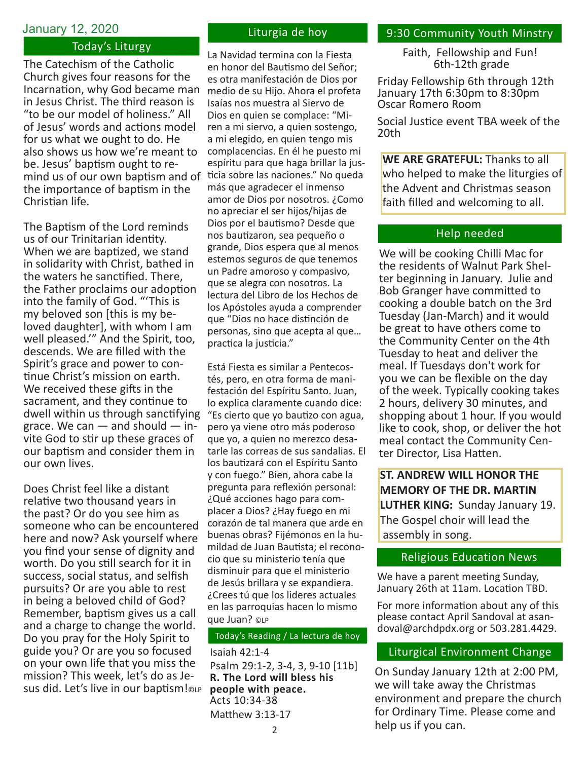January 12, 2020

## Today's Liturgy

The Catechism of the Catholic Church gives four reasons for the Incarnation, why God became man in Jesus Christ. The third reason is "to be our model of holiness." All of Jesus' words and actions model for us what we ought to do. He also shows us how we're meant to be. Jesus' baptism ought to remind us of our own baptism and of the importance of baptism in the Christian life.

The Baptism of the Lord reminds us of our Trinitarian identity. When we are baptized, we stand in solidarity with Christ, bathed in the waters he sanctified. There, the Father proclaims our adoption into the family of God. "'This is my beloved son [this is my beloved daughter], with whom I am well pleased.'" And the Spirit, too, descends. We are filled with the Spirit's grace and power to continue Christ's mission on earth. We received these gifts in the sacrament, and they continue to dwell within us through sanctifying grace. We can — and should — invite God to stir up these graces of our baptism and consider them in our own lives.

Does Christ feel like a distant relative two thousand years in the past? Or do you see him as someone who can be encountered here and now? Ask yourself where you find your sense of dignity and worth. Do you still search for it in success, social status, and selfish pursuits? Or are you able to rest in being a beloved child of God? Remember, baptism gives us a call and a charge to change the world. Do you pray for the Holy Spirit to guide you? Or are you so focused on your own life that you miss the mission? This week, let's do as Jesus did. Let's live in our baptism! ©LP

## Liturgia de hoy

La Navidad termina con la Fiesta en honor del Bautismo del Señor; es otra manifestación de Dios por medio de su Hijo. Ahora el profeta Isaías nos muestra al Siervo de Dios en quien se complace: "Miren a mi siervo, a quien sostengo, a mi elegido, en quien tengo mis complacencias. En él he puesto mi espíritu para que haga brillar la justicia sobre las naciones." No queda más que agradecer el inmenso amor de Dios por nosotros. ¿Como no apreciar el ser hijos/hijas de Dios por el bautismo? Desde que nos bautizaron, sea pequeño o grande, Dios espera que al menos estemos seguros de que tenemos un Padre amoroso y compasivo, que se alegra con nosotros. La lectura del Libro de los Hechos de los Apóstoles ayuda a comprender que "Dios no hace distinción de personas, sino que acepta al que… practica la justicia."

Está Fiesta es similar a Pentecostés, pero, en otra forma de manifestación del Espíritu Santo. Juan, lo explica claramente cuando dice: "Es cierto que yo bautizo con agua, pero ya viene otro más poderoso que yo, a quien no merezco desatarle las correas de sus sandalias. El los bautizará con el Espíritu Santo y con fuego." Bien, ahora cabe la pregunta para reflexión personal: ¿Qué acciones hago para complacer a Dios? ¿Hay fuego en mi corazón de tal manera que arde en buenas obras? Fijémonos en la humildad de Juan Bautista; el reconocio que su ministerio tenía que disminuir para que el ministerio de Jesús brillara y se expandiera. ¿Crees tú que los lideres actuales en las parroquias hacen lo mismo que Juan? ©LP

### Today's Reading / La lectura de hoy

Isaiah 42:1-4

Psalm 29:1-2, 3-4, 3, 9-10 [11b]

**R. The Lord will bless his people with peace.**

Acts 10:34-38

Matthew 3:13-17

## 9:30 Community Youth Minstry

Faith, Fellowship and Fun!
6th-12th grade

Friday Fellowship 6th through 12th
January 17th 6:30pm to 8:30pm
Oscar Romero Room

Social Justice event TBA week of the 20th

**WE ARE GRATEFUL:** Thanks to all who helped to make the liturgies of the Advent and Christmas season faith filled and welcoming to all.

## Help needed

We will be cooking Chilli Mac for the residents of Walnut Park Shelter beginning in January. Julie and Bob Granger have committed to cooking a double batch on the 3rd Tuesday (Jan-March) and it would be great to have others come to the Community Center on the 4th Tuesday to heat and deliver the meal. If Tuesdays don't work for you we can be flexible on the day of the week. Typically cooking takes 2 hours, delivery 30 minutes, and shopping about 1 hour. If you would like to cook, shop, or deliver the hot meal contact the Community Center Director, Lisa Hatten.

**ST. ANDREW WILL HONOR THE MEMORY OF THE DR. MARTIN LUTHER KING:** Sunday January 19. The Gospel choir will lead the assembly in song.

## Religious Education News

We have a parent meeting Sunday, January 26th at 11am. Location TBD.

For more information about any of this please contact April Sandoval at asandoval@archdpdx.org or 503.281.4429.

## Liturgical Environment Change

On Sunday January 12th at 2:00 PM, we will take away the Christmas environment and prepare the church for Ordinary Time. Please come and help us if you can.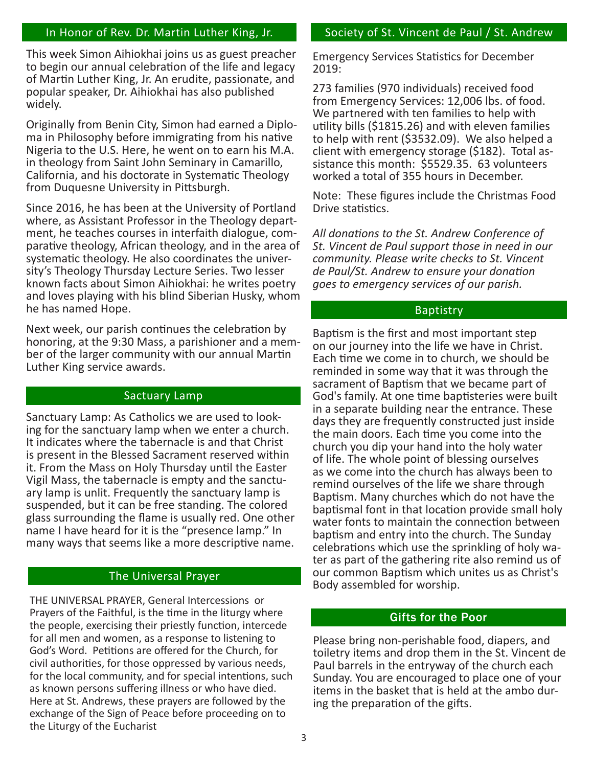## In Honor of Rev. Dr. Martin Luther King, Jr.

This week Simon Aihiokhai joins us as guest preacher to begin our annual celebration of the life and legacy of Martin Luther King, Jr. An erudite, passionate, and popular speaker, Dr. Aihiokhai has also published widely.

Originally from Benin City, Simon had earned a Diploma in Philosophy before immigrating from his native Nigeria to the U.S. Here, he went on to earn his M.A. in theology from Saint John Seminary in Camarillo, California, and his doctorate in Systematic Theology from Duquesne University in Pittsburgh.

Since 2016, he has been at the University of Portland where, as Assistant Professor in the Theology department, he teaches courses in interfaith dialogue, comparative theology, African theology, and in the area of systematic theology. He also coordinates the university's Theology Thursday Lecture Series. Two lesser known facts about Simon Aihiokhai: he writes poetry and loves playing with his blind Siberian Husky, whom he has named Hope.

Next week, our parish continues the celebration by honoring, at the 9:30 Mass, a parishioner and a member of the larger community with our annual Martin Luther King service awards.

## Sactuary Lamp

Sanctuary Lamp: As Catholics we are used to looking for the sanctuary lamp when we enter a church. It indicates where the tabernacle is and that Christ is present in the Blessed Sacrament reserved within it. From the Mass on Holy Thursday until the Easter Vigil Mass, the tabernacle is empty and the sanctuary lamp is unlit. Frequently the sanctuary lamp is suspended, but it can be free standing. The colored glass surrounding the flame is usually red. One other name I have heard for it is the "presence lamp." In many ways that seems like a more descriptive name.

## The Universal Prayer

THE UNIVERSAL PRAYER, General Intercessions or Prayers of the Faithful, is the time in the liturgy where the people, exercising their priestly function, intercede for all men and women, as a response to listening to God's Word. Petitions are offered for the Church, for civil authorities, for those oppressed by various needs, for the local community, and for special intentions, such as known persons suffering illness or who have died. Here at St. Andrews, these prayers are followed by the exchange of the Sign of Peace before proceeding on to the Liturgy of the Eucharist

## Society of St. Vincent de Paul / St. Andrew

Emergency Services Statistics for December 2019:

273 families (970 individuals) received food from Emergency Services: 12,006 lbs. of food. We partnered with ten families to help with utility bills ($1815.26) and with eleven families to help with rent ($3532.09). We also helped a client with emergency storage ($182). Total assistance this month: $5529.35. 63 volunteers worked a total of 355 hours in December.

Note: These figures include the Christmas Food Drive statistics.

*All donations to the St. Andrew Conference of St. Vincent de Paul support those in need in our community. Please write checks to St. Vincent de Paul/St. Andrew to ensure your donation goes to emergency services of our parish.*

## Baptistry

Baptism is the first and most important step on our journey into the life we have in Christ. Each time we come in to church, we should be reminded in some way that it was through the sacrament of Baptism that we became part of God's family. At one time baptisteries were built in a separate building near the entrance. These days they are frequently constructed just inside the main doors. Each time you come into the church you dip your hand into the holy water of life. The whole point of blessing ourselves as we come into the church has always been to remind ourselves of the life we share through Baptism. Many churches which do not have the baptismal font in that location provide small holy water fonts to maintain the connection between baptism and entry into the church. The Sunday celebrations which use the sprinkling of holy water as part of the gathering rite also remind us of our common Baptism which unites us as Christ's Body assembled for worship.

## Gifts for the Poor

Please bring non-perishable food, diapers, and toiletry items and drop them in the St. Vincent de Paul barrels in the entryway of the church each Sunday. You are encouraged to place one of your items in the basket that is held at the ambo during the preparation of the gifts.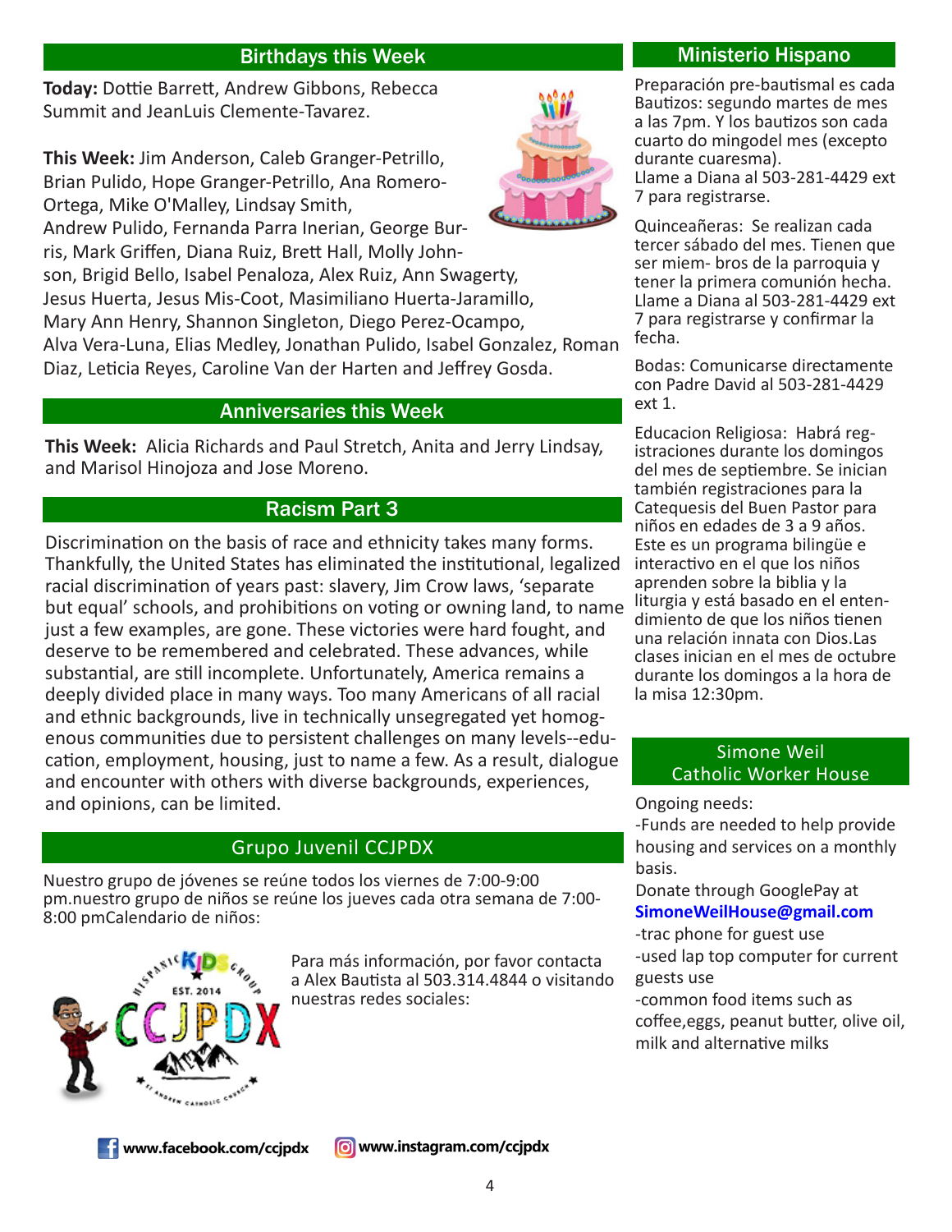## Birthdays this Week

**Today:** Dottie Barrett, Andrew Gibbons, Rebecca Summit and JeanLuis Clemente-Tavarez.

**This Week:** Jim Anderson, Caleb Granger-Petrillo, Brian Pulido, Hope Granger-Petrillo, Ana Romero-Ortega, Mike O'Malley, Lindsay Smith, Andrew Pulido, Fernanda Parra Inerian, George Burris, Mark Griffen, Diana Ruiz, Brett Hall, Molly Johnson, Brigid Bello, Isabel Penaloza, Alex Ruiz, Ann Swagerty, Jesus Huerta, Jesus Mis-Coot, Masimiliano Huerta-Jaramillo, Mary Ann Henry, Shannon Singleton, Diego Perez-Ocampo, Alva Vera-Luna, Elias Medley, Jonathan Pulido, Isabel Gonzalez, Roman Diaz, Leticia Reyes, Caroline Van der Harten and Jeffrey Gosda.

## Anniversaries this Week

**This Week:** Alicia Richards and Paul Stretch, Anita and Jerry Lindsay, and Marisol Hinojoza and Jose Moreno.

## Racism Part 3

Discrimination on the basis of race and ethnicity takes many forms. Thankfully, the United States has eliminated the institutional, legalized racial discrimination of years past: slavery, Jim Crow laws, 'separate but equal' schools, and prohibitions on voting or owning land, to name just a few examples, are gone. These victories were hard fought, and deserve to be remembered and celebrated. These advances, while substantial, are still incomplete. Unfortunately, America remains a deeply divided place in many ways. Too many Americans of all racial and ethnic backgrounds, live in technically unsegregated yet homogenous communities due to persistent challenges on many levels--education, employment, housing, just to name a few. As a result, dialogue and encounter with others with diverse backgrounds, experiences, and opinions, can be limited.

## Grupo Juvenil CCJPDX

Nuestro grupo de jóvenes se reúne todos los viernes de 7:00-9:00 pm.nuestro grupo de niños se reúne los jueves cada otra semana de 7:00-8:00 pmCalendario de niños:

Para más información, por favor contacta a Alex Bautista al 503.314.4844 o visitando nuestras redes sociales:

**www.facebook.com/ccjpdx** **www.instagram.com/ccjpdx**

## Ministerio Hispano

Preparación pre-bautismal es cada Bautizos: segundo martes de mes a las 7pm. Y los bautizos son cada cuarto do mingodel mes (excepto durante cuaresma).
Llame a Diana al 503-281-4429 ext 7 para registrarse.

Quinceañeras: Se realizan cada tercer sábado del mes. Tienen que ser miem- bros de la parroquia y tener la primera comunión hecha. Llame a Diana al 503-281-4429 ext 7 para registrarse y confirmar la fecha.

Bodas: Comunicarse directamente con Padre David al 503-281-4429 ext 1.

Educacion Religiosa: Habrá registraciones durante los domingos del mes de septiembre. Se inician también registraciones para la Catequesis del Buen Pastor para niños en edades de 3 a 9 años. Este es un programa bilingüe e interactivo en el que los niños aprenden sobre la biblia y la liturgia y está basado en el entendimiento de que los niños tienen una relación innata con Dios.Las clases inician en el mes de octubre durante los domingos a la hora de la misa 12:30pm.

## Simone Weil Catholic Worker House

Ongoing needs:
-Funds are needed to help provide housing and services on a monthly basis.
Donate through GooglePay at **SimoneWeilHouse@gmail.com**
-trac phone for guest use
-used lap top computer for current guests use
-common food items such as coffee,eggs, peanut butter, olive oil, milk and alternative milks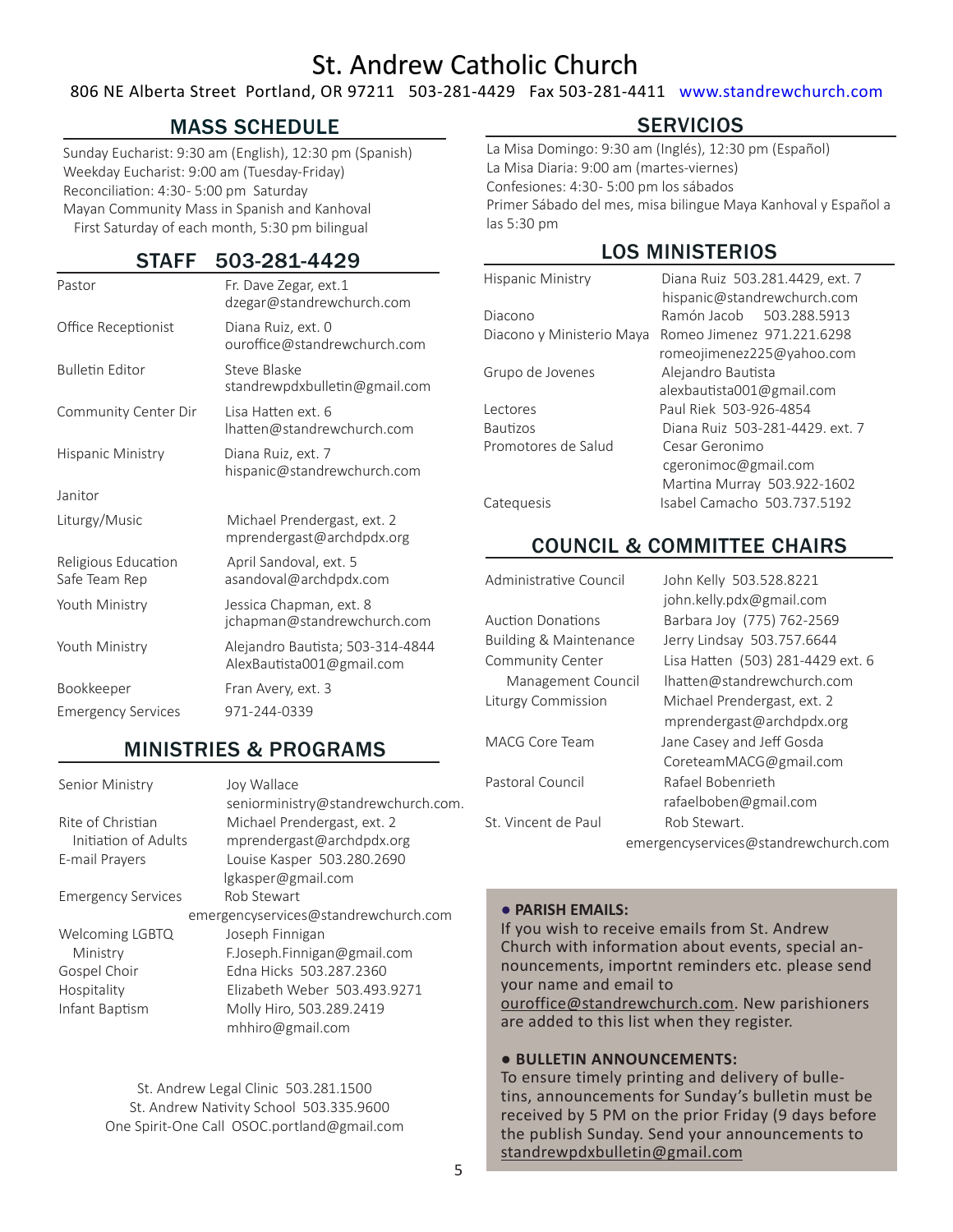# St. Andrew Catholic Church

806 NE Alberta Street Portland, OR 97211 503-281-4429 Fax 503-281-4411 www.standrewchurch.com

## MASS SCHEDULE

Sunday Eucharist: 9:30 am (English), 12:30 pm (Spanish)
Weekday Eucharist: 9:00 am (Tuesday-Friday)
Reconciliation: 4:30- 5:00 pm Saturday
Mayan Community Mass in Spanish and Kanhoval
First Saturday of each month, 5:30 pm bilingual

## STAFF 503-281-4429

| | |
|---|---|
| Pastor | Fr. Dave Zegar, ext.1<br>dzegar@standrewchurch.com |
| Office Receptionist | Diana Ruiz, ext. 0<br>ouroffice@standrewchurch.com |
| Bulletin Editor | Steve Blaske<br>standrewpdxbulletin@gmail.com |
| Community Center Dir | Lisa Hatten ext. 6<br>lhatten@standrewchurch.com |
| Hispanic Ministry | Diana Ruiz, ext. 7<br>hispanic@standrewchurch.com |
| Janitor | |
| Liturgy/Music | Michael Prendergast, ext. 2<br>mprendergast@archdpdx.org |
| Religious Education<br>Safe Team Rep | April Sandoval, ext. 5<br>asandoval@archdpdx.com |
| Youth Ministry | Jessica Chapman, ext. 8<br>jchapman@standrewchurch.com |
| Youth Ministry | Alejandro Bautista; 503-314-4844<br>AlexBautista001@gmail.com |
| Bookkeeper | Fran Avery, ext. 3 |
| Emergency Services | 971-244-0339 |

## MINISTRIES & PROGRAMS

| | |
|---|---|
| Senior Ministry | Joy Wallace<br>seniorministry@standrewchurch.com. |
| Rite of Christian Initiation of Adults | Michael Prendergast, ext. 2<br>mprendergast@archdpdx.org |
| E-mail Prayers | Louise Kasper 503.280.2690<br>lgkasper@gmail.com |
| Emergency Services | Rob Stewart<br>emergencyservices@standrewchurch.com |
| Welcoming LGBTQ Ministry | Joseph Finnigan<br>F.Joseph.Finnigan@gmail.com |
| Gospel Choir | Edna Hicks 503.287.2360 |
| Hospitality | Elizabeth Weber 503.493.9271 |
| Infant Baptism | Molly Hiro, 503.289.2419<br>mhhiro@gmail.com |

St. Andrew Legal Clinic 503.281.1500
St. Andrew Nativity School 503.335.9600
One Spirit-One Call OSOC.portland@gmail.com

## SERVICIOS

La Misa Domingo: 9:30 am (Inglés), 12:30 pm (Español)
La Misa Diaria: 9:00 am (martes-viernes)
Confesiones: 4:30- 5:00 pm los sábados
Primer Sábado del mes, misa bilingue Maya Kanhoval y Español a las 5:30 pm

## LOS MINISTERIOS

| | |
|---|---|
| Hispanic Ministry | Diana Ruiz 503.281.4429, ext. 7<br>hispanic@standrewchurch.com |
| Diacono | Ramón Jacob 503.288.5913 |
| Diacono y Ministerio Maya | Romeo Jimenez 971.221.6298<br>romeojimenez225@yahoo.com |
| Grupo de Jovenes | Alejandro Bautista<br>alexbautista001@gmail.com |
| Lectores | Paul Riek 503-926-4854 |
| Bautizos | Diana Ruiz 503-281-4429. ext. 7 |
| Promotores de Salud | Cesar Geronimo<br>cgeronimoc@gmail.com<br>Martina Murray 503.922-1602 |
| Catequesis | Isabel Camacho 503.737.5192 |

## COUNCIL & COMMITTEE CHAIRS

| | |
|---|---|
| Administrative Council | John Kelly 503.528.8221<br>john.kelly.pdx@gmail.com |
| Auction Donations | Barbara Joy (775) 762-2569 |
| Building & Maintenance | Jerry Lindsay 503.757.6644 |
| Community Center Management Council | Lisa Hatten (503) 281-4429 ext. 6<br>lhatten@standrewchurch.com |
| Liturgy Commission | Michael Prendergast, ext. 2<br>mprendergast@archdpdx.org |
| MACG Core Team | Jane Casey and Jeff Gosda<br>CoreteamMACG@gmail.com |
| Pastoral Council | Rafael Bobenrieth<br>rafaelboben@gmail.com |
| St. Vincent de Paul | Rob Stewart.<br>emergencyservices@standrewchurch.com |

**● PARISH EMAILS:**
If you wish to receive emails from St. Andrew Church with information about events, special announcements, importnt reminders etc. please send your name and email to ouroffice@standrewchurch.com. New parishioners are added to this list when they register.

**● BULLETIN ANNOUNCEMENTS:**
To ensure timely printing and delivery of bulletins, announcements for Sunday's bulletin must be received by 5 PM on the prior Friday (9 days before the publish Sunday. Send your announcements to standrewpdxbulletin@gmail.com